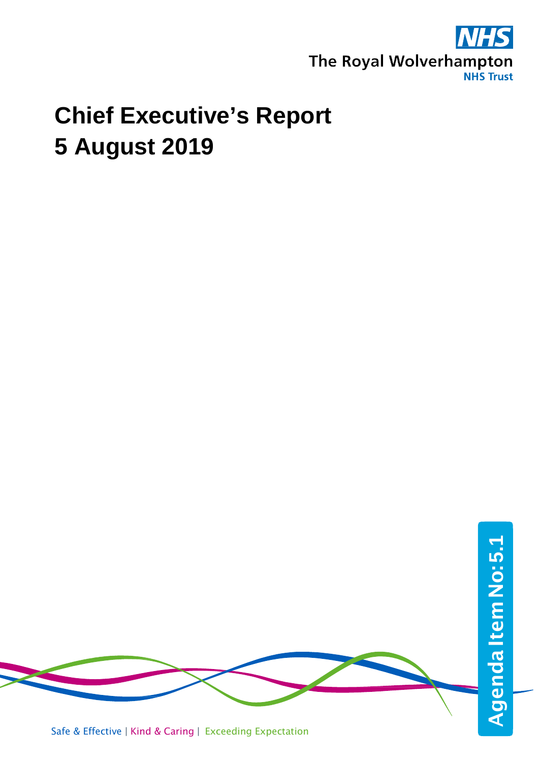# Chief Executive's Report
# 5 August 2019

Agenda Item No: 5.1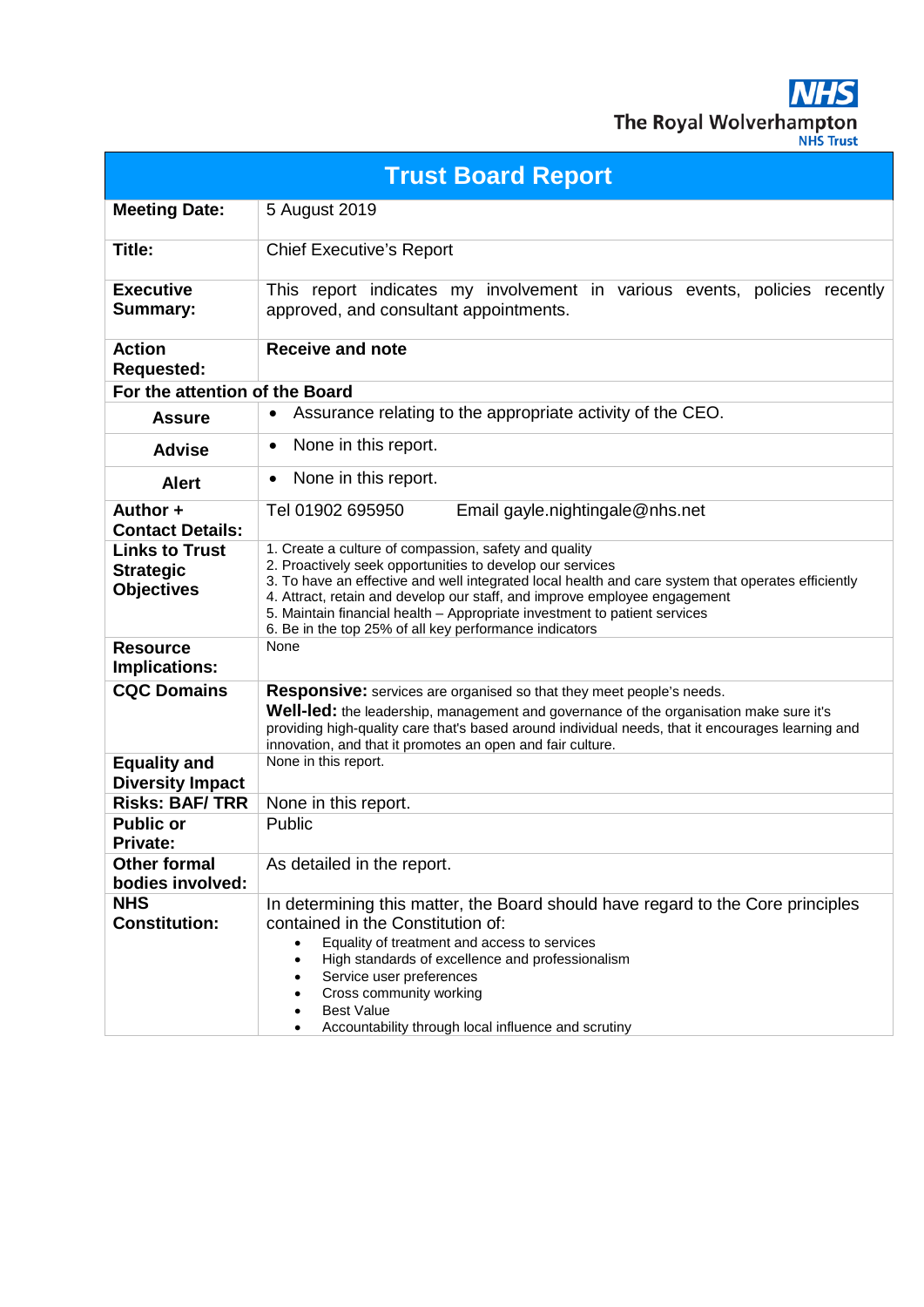The Royal Wolverhampton NHS Trust

| Trust Board Report | |
|---|---|
| **Meeting Date:** | 5 August 2019 |
| **Title:** | Chief Executive's Report |
| **Executive Summary:** | This report indicates my involvement in various events, policies recently approved, and consultant appointments. |
| **Action Requested:** | **Receive and note** |
| **For the attention of the Board** | |
| **Assure** | • Assurance relating to the appropriate activity of the CEO. |
| **Advise** | • None in this report. |
| **Alert** | • None in this report. |
| **Author + Contact Details:** | Tel 01902 695950 Email gayle.nightingale@nhs.net |
| **Links to Trust Strategic Objectives** | 1. Create a culture of compassion, safety and quality<br>2. Proactively seek opportunities to develop our services<br>3. To have an effective and well integrated local health and care system that operates efficiently<br>4. Attract, retain and develop our staff, and improve employee engagement<br>5. Maintain financial health – Appropriate investment to patient services<br>6. Be in the top 25% of all key performance indicators |
| **Resource Implications:** | None |
| **CQC Domains** | **Responsive:** services are organised so that they meet people's needs.<br>**Well-led:** the leadership, management and governance of the organisation make sure it's providing high-quality care that's based around individual needs, that it encourages learning and innovation, and that it promotes an open and fair culture. |
| **Equality and Diversity Impact** | None in this report. |
| **Risks: BAF/ TRR** | None in this report. |
| **Public or Private:** | Public |
| **Other formal bodies involved:** | As detailed in the report. |
| **NHS Constitution:** | In determining this matter, the Board should have regard to the Core principles contained in the Constitution of:<br>• Equality of treatment and access to services<br>• High standards of excellence and professionalism<br>• Service user preferences<br>• Cross community working<br>• Best Value<br>• Accountability through local influence and scrutiny |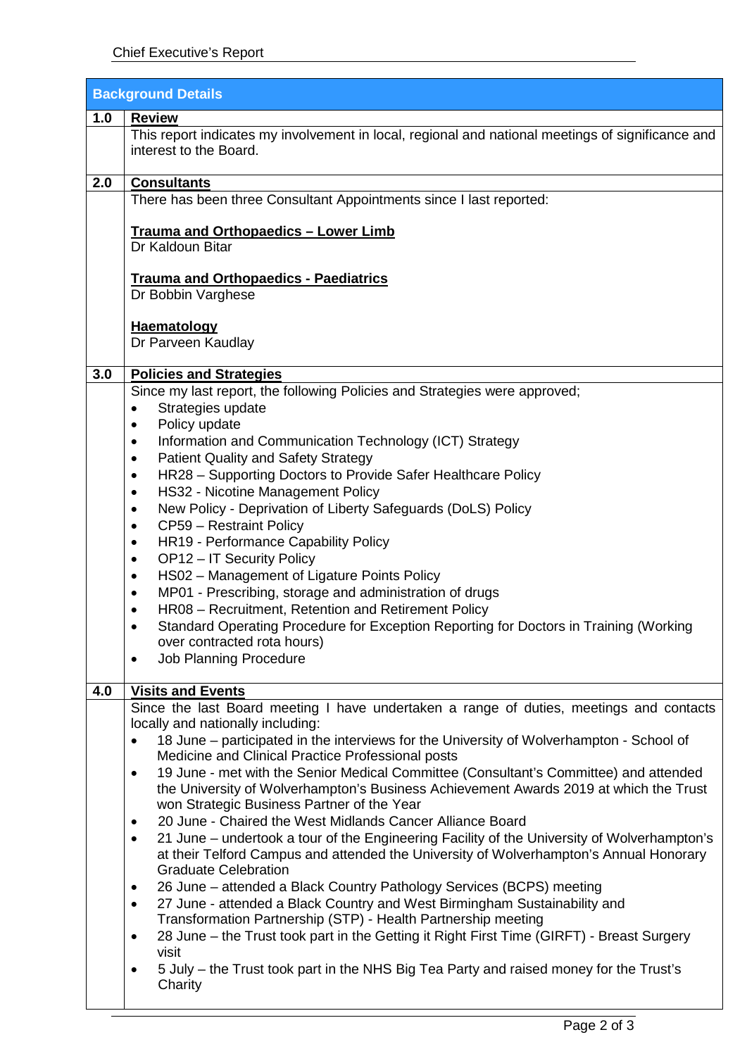| Background Details | |
|---|---|
| **1.0** | **Review** |
| | This report indicates my involvement in local, regional and national meetings of significance and interest to the Board. |
| **2.0** | **Consultants** |
| | There has been three Consultant Appointments since I last reported:<br><br>**Trauma and Orthopaedics – Lower Limb**<br>Dr Kaldoun Bitar<br><br>**Trauma and Orthopaedics - Paediatrics**<br>Dr Bobbin Varghese<br><br>**Haematology**<br>Dr Parveen Kaudlay |
| **3.0** | **Policies and Strategies** |
| | Since my last report, the following Policies and Strategies were approved;<br>• Strategies update<br>• Policy update<br>• Information and Communication Technology (ICT) Strategy<br>• Patient Quality and Safety Strategy<br>• HR28 – Supporting Doctors to Provide Safer Healthcare Policy<br>• HS32 - Nicotine Management Policy<br>• New Policy - Deprivation of Liberty Safeguards (DoLS) Policy<br>• CP59 – Restraint Policy<br>• HR19 - Performance Capability Policy<br>• OP12 – IT Security Policy<br>• HS02 – Management of Ligature Points Policy<br>• MP01 - Prescribing, storage and administration of drugs<br>• HR08 – Recruitment, Retention and Retirement Policy<br>• Standard Operating Procedure for Exception Reporting for Doctors in Training (Working over contracted rota hours)<br>• Job Planning Procedure |
| **4.0** | **Visits and Events** |
| | Since the last Board meeting I have undertaken a range of duties, meetings and contacts locally and nationally including:<br>• 18 June – participated in the interviews for the University of Wolverhampton - School of Medicine and Clinical Practice Professional posts<br>• 19 June - met with the Senior Medical Committee (Consultant's Committee) and attended the University of Wolverhampton's Business Achievement Awards 2019 at which the Trust won Strategic Business Partner of the Year<br>• 20 June - Chaired the West Midlands Cancer Alliance Board<br>• 21 June – undertook a tour of the Engineering Facility of the University of Wolverhampton's at their Telford Campus and attended the University of Wolverhampton's Annual Honorary Graduate Celebration<br>• 26 June – attended a Black Country Pathology Services (BCPS) meeting<br>• 27 June - attended a Black Country and West Birmingham Sustainability and Transformation Partnership (STP) - Health Partnership meeting<br>• 28 June – the Trust took part in the Getting it Right First Time (GIRFT) - Breast Surgery visit<br>• 5 July – the Trust took part in the NHS Big Tea Party and raised money for the Trust's Charity |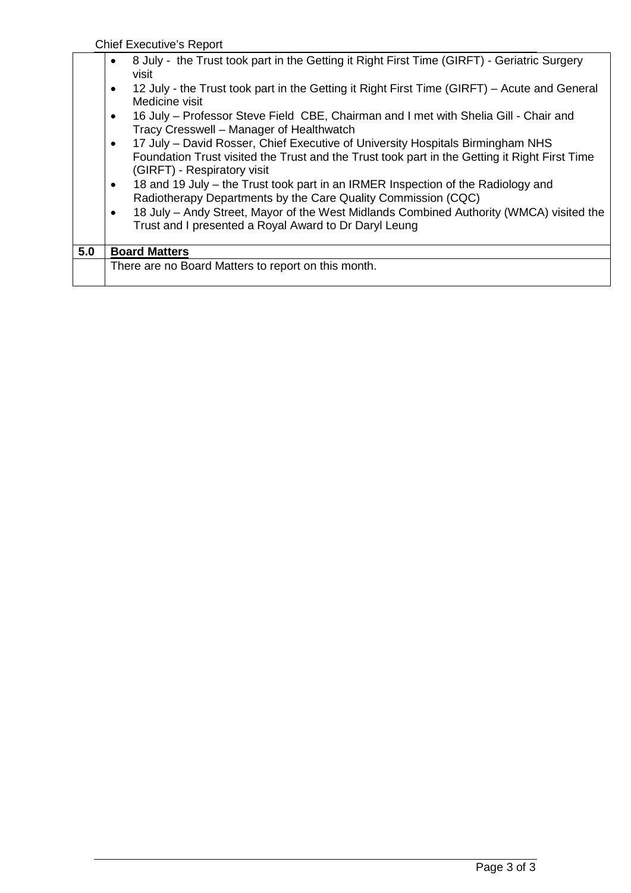- 8 July - the Trust took part in the Getting it Right First Time (GIRFT) - Geriatric Surgery visit
- 12 July - the Trust took part in the Getting it Right First Time (GIRFT) – Acute and General Medicine visit
- 16 July – Professor Steve Field CBE, Chairman and I met with Shelia Gill - Chair and Tracy Cresswell – Manager of Healthwatch
- 17 July – David Rosser, Chief Executive of University Hospitals Birmingham NHS Foundation Trust visited the Trust and the Trust took part in the Getting it Right First Time (GIRFT) - Respiratory visit
- 18 and 19 July – the Trust took part in an IRMER Inspection of the Radiology and Radiotherapy Departments by the Care Quality Commission (CQC)
- 18 July – Andy Street, Mayor of the West Midlands Combined Authority (WMCA) visited the Trust and I presented a Royal Award to Dr Daryl Leung

## 5.0 Board Matters

There are no Board Matters to report on this month.